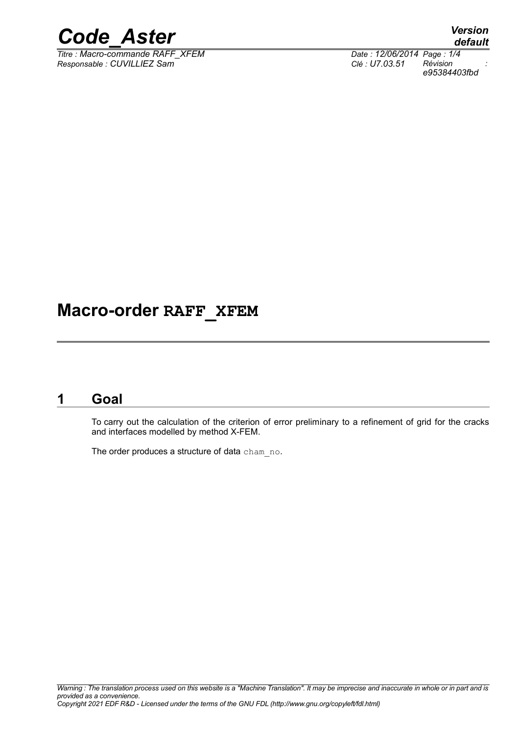# Macro-order RAFF_XFEM

## 1 Goal

To carry out the calculation of the criterion of error preliminary to a refinement of grid for the cracks and interfaces modelled by method X-FEM.

The order produces a structure of data cham_no.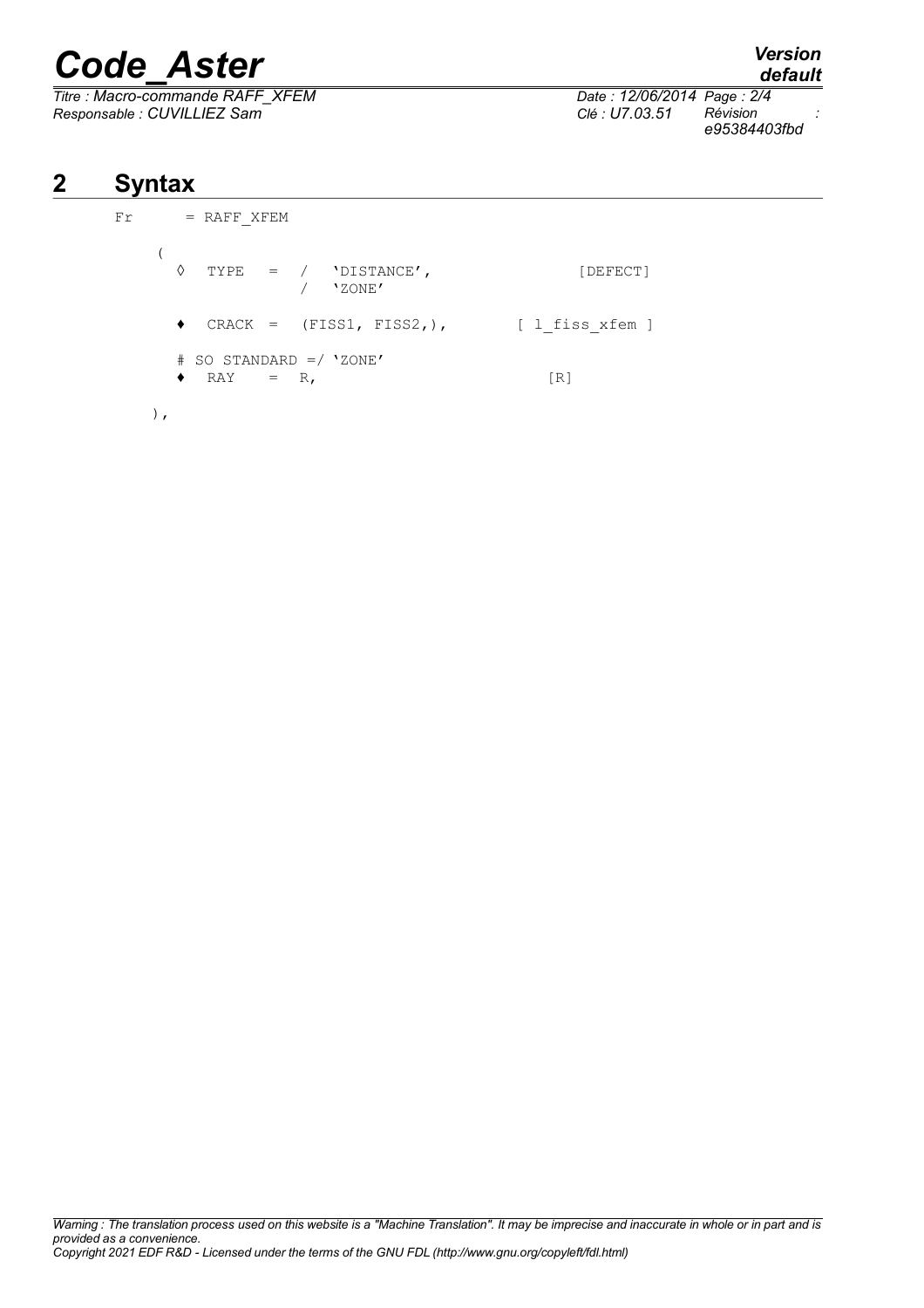# 2 Syntax

```
Fr      = RAFF_XFEM

     (
       ◊  TYPE   =  /  'DISTANCE',              [DEFECT]
                    /  'ZONE'

       ♦  CRACK  =  (FISS1, FISS2,),         [ l_fiss_xfem ]

       # SO STANDARD =/ 'ZONE'
       ♦  RAY    =  R,                          [R]

     ),
```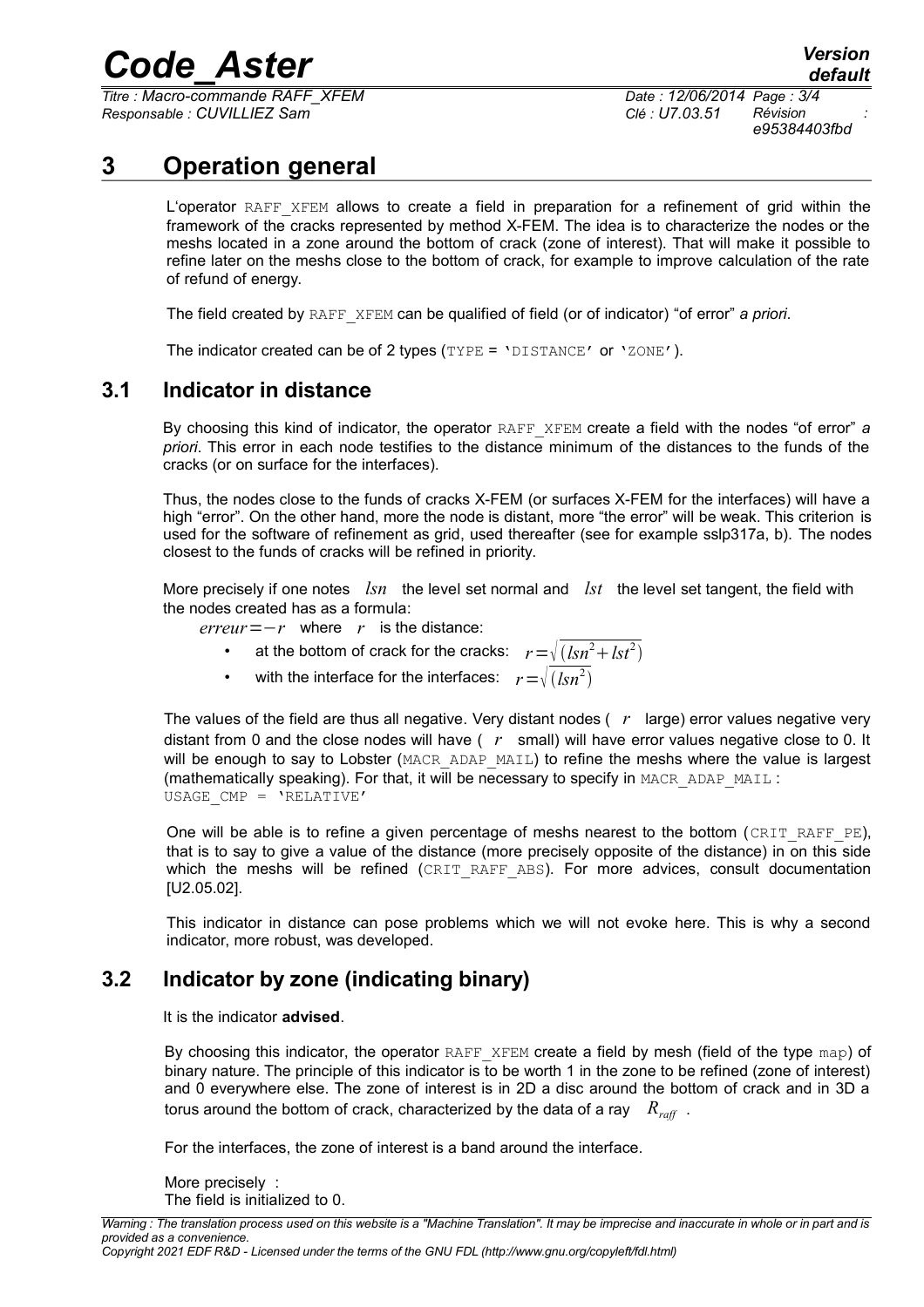# 3 Operation general

L'operator RAFF_XFEM allows to create a field in preparation for a refinement of grid within the framework of the cracks represented by method X-FEM. The idea is to characterize the nodes or the meshs located in a zone around the bottom of crack (zone of interest). That will make it possible to refine later on the meshs close to the bottom of crack, for example to improve calculation of the rate of refund of energy.

The field created by RAFF_XFEM can be qualified of field (or of indicator) "of error" *a priori*.

The indicator created can be of 2 types (TYPE = 'DISTANCE' or 'ZONE').

## 3.1 Indicator in distance

By choosing this kind of indicator, the operator RAFF_XFEM create a field with the nodes "of error" *a priori*. This error in each node testifies to the distance minimum of the distances to the funds of the cracks (or on surface for the interfaces).

Thus, the nodes close to the funds of cracks X-FEM (or surfaces X-FEM for the interfaces) will have a high "error". On the other hand, more the node is distant, more "the error" will be weak. This criterion is used for the software of refinement as grid, used thereafter (see for example sslp317a, b). The nodes closest to the funds of cracks will be refined in priority.

More precisely if one notes $lsn$ the level set normal and $lst$ the level set tangent, the field with the nodes created has as a formula:

$erreur=-r$ where $r$ is the distance:

- at the bottom of crack for the cracks: $r=\sqrt{(lsn^2+lst^2)}$
- with the interface for the interfaces: $r=\sqrt{(lsn^2)}$

The values of the field are thus all negative. Very distant nodes ( $r$ large) error values negative very distant from 0 and the close nodes will have ( $r$ small) will have error values negative close to 0. It will be enough to say to Lobster (MACR_ADAP_MAIL) to refine the meshs where the value is largest (mathematically speaking). For that, it will be necessary to specify in MACR_ADAP_MAIL : USAGE_CMP = 'RELATIVE'

One will be able is to refine a given percentage of meshs nearest to the bottom (CRIT_RAFF_PE), that is to say to give a value of the distance (more precisely opposite of the distance) in on this side which the meshs will be refined (CRIT_RAFF_ABS). For more advices, consult documentation [U2.05.02].

This indicator in distance can pose problems which we will not evoke here. This is why a second indicator, more robust, was developed.

## 3.2 Indicator by zone (indicating binary)

It is the indicator **advised**.

By choosing this indicator, the operator RAFF_XFEM create a field by mesh (field of the type map) of binary nature. The principle of this indicator is to be worth 1 in the zone to be refined (zone of interest) and 0 everywhere else. The zone of interest is in 2D a disc around the bottom of crack and in 3D a torus around the bottom of crack, characterized by the data of a ray $R_{raff}$ .

For the interfaces, the zone of interest is a band around the interface.

More precisely :
The field is initialized to 0.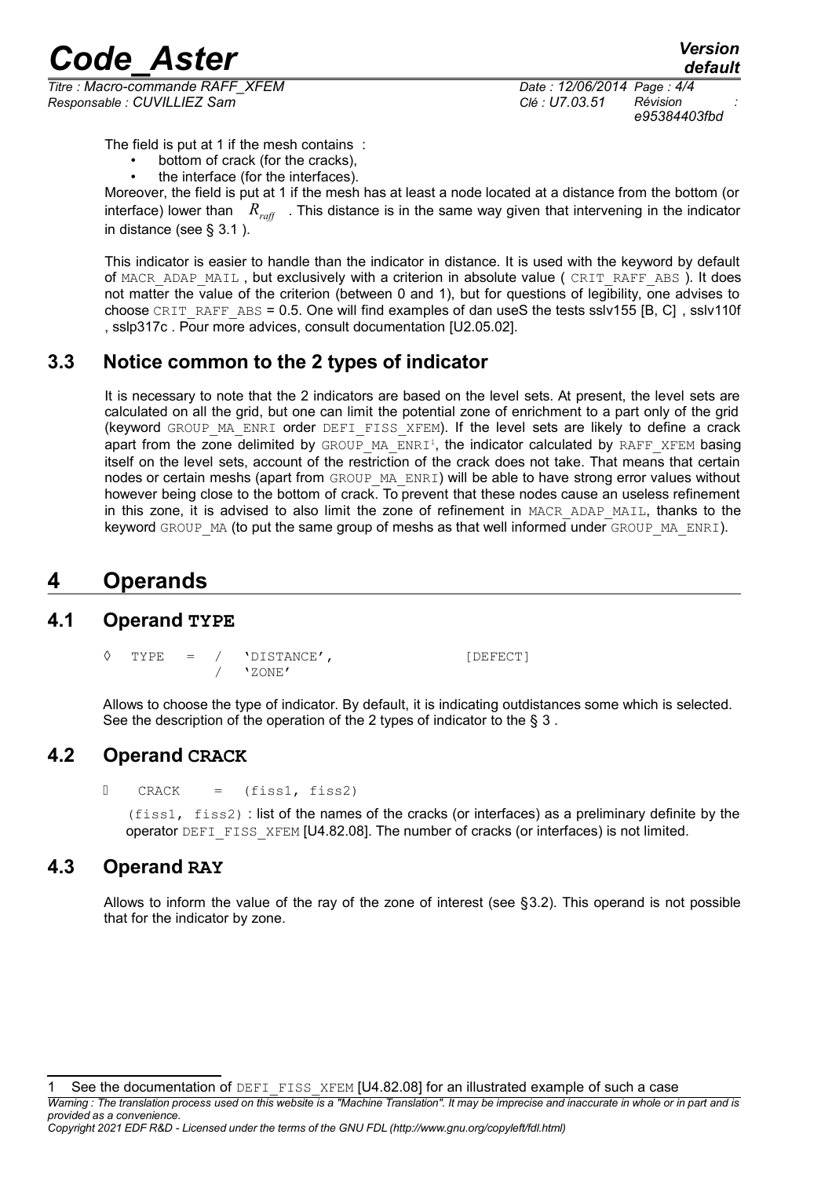The field is put at 1 if the mesh contains :

- bottom of crack (for the cracks),
- the interface (for the interfaces).

Moreover, the field is put at 1 if the mesh has at least a node located at a distance from the bottom (or interface) lower than $R_{raff}$ . This distance is in the same way given that intervening in the indicator in distance (see § 3.1 ).

This indicator is easier to handle than the indicator in distance. It is used with the keyword by default of MACR_ADAP_MAIL , but exclusively with a criterion in absolute value ( CRIT_RAFF_ABS ). It does not matter the value of the criterion (between 0 and 1), but for questions of legibility, one advises to choose CRIT_RAFF_ABS = 0.5. One will find examples of dan useS the tests sslv155 [B, C] , sslv110f , sslp317c . Pour more advices, consult documentation [U2.05.02].

## 3.3 Notice common to the 2 types of indicator

It is necessary to note that the 2 indicators are based on the level sets. At present, the level sets are calculated on all the grid, but one can limit the potential zone of enrichment to a part only of the grid (keyword GROUP_MA_ENRI order DEFI_FISS_XFEM). If the level sets are likely to define a crack apart from the zone delimited by GROUP_MA_ENRI[1], the indicator calculated by RAFF_XFEM basing itself on the level sets, account of the restriction of the crack does not take. That means that certain nodes or certain meshs (apart from GROUP_MA_ENRI) will be able to have strong error values without however being close to the bottom of crack. To prevent that these nodes cause an useless refinement in this zone, it is advised to also limit the zone of refinement in MACR_ADAP_MAIL, thanks to the keyword GROUP_MA (to put the same group of meshs as that well informed under GROUP_MA_ENRI).

# 4 Operands

## 4.1 Operand TYPE

```
◊  TYPE   =  /  'DISTANCE',              [DEFECT]
             /  'ZONE'
```

Allows to choose the type of indicator. By default, it is indicating outdistances some which is selected. See the description of the operation of the 2 types of indicator to the § 3 .

## 4.2 Operand CRACK

```
   CRACK     =  (fiss1, fiss2)
```

(fiss1, fiss2) : list of the names of the cracks (or interfaces) as a preliminary definite by the operator DEFI_FISS_XFEM [U4.82.08]. The number of cracks (or interfaces) is not limited.

## 4.3 Operand RAY

Allows to inform the value of the ray of the zone of interest (see §3.2). This operand is not possible that for the indicator by zone.

---

1 See the documentation of DEFI_FISS_XFEM [U4.82.08] for an illustrated example of such a case